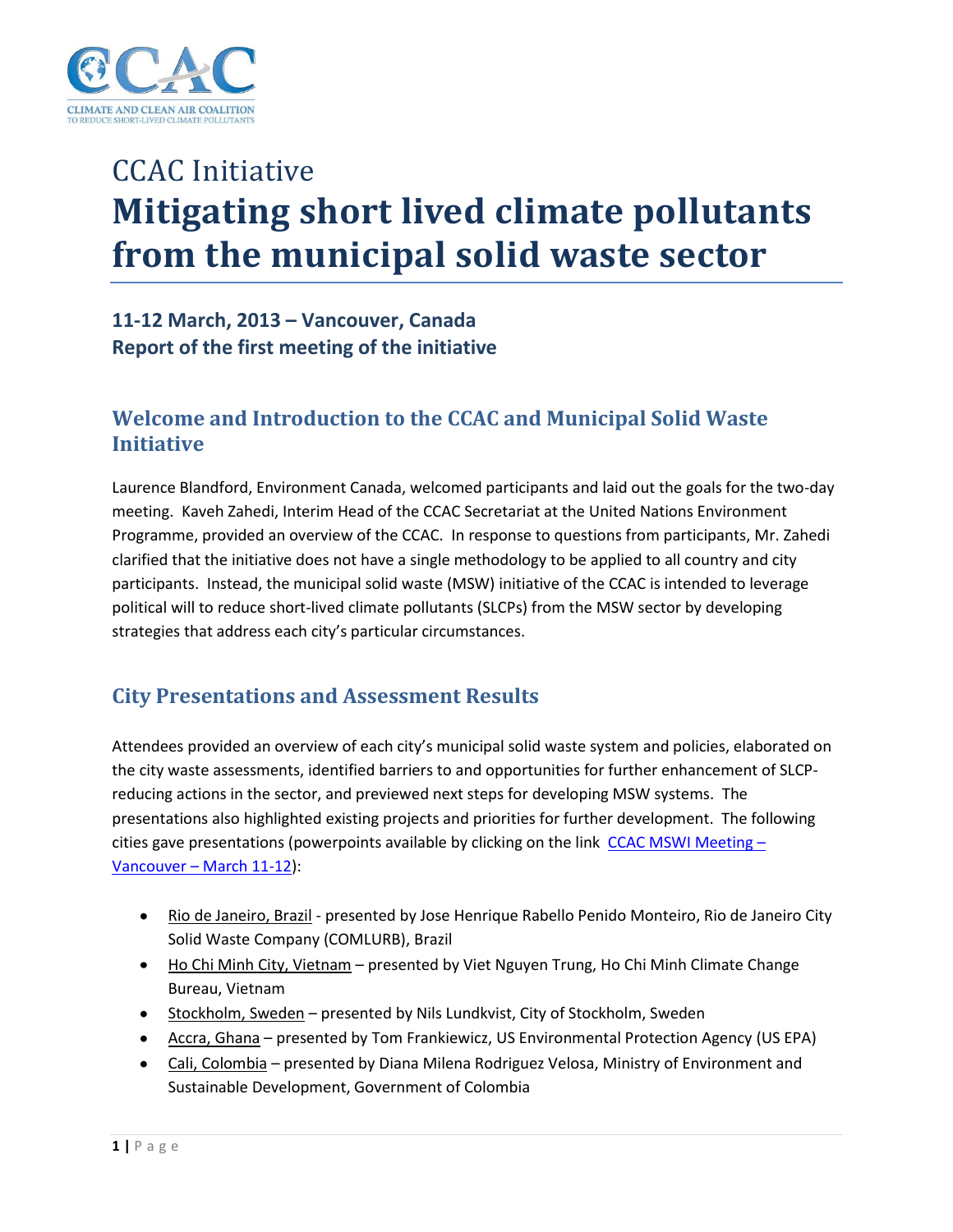CCAC

CLIMATE AND CLEAN AIR COALITION
TO REDUCE SHORT-LIVED CLIMATE POLLUTANTS

# CCAC Initiative
# Mitigating short lived climate pollutants from the municipal solid waste sector

### 11-12 March, 2013 – Vancouver, Canada
### Report of the first meeting of the initiative

## Welcome and Introduction to the CCAC and Municipal Solid Waste Initiative

Laurence Blandford, Environment Canada, welcomed participants and laid out the goals for the two-day meeting. Kaveh Zahedi, Interim Head of the CCAC Secretariat at the United Nations Environment Programme, provided an overview of the CCAC. In response to questions from participants, Mr. Zahedi clarified that the initiative does not have a single methodology to be applied to all country and city participants. Instead, the municipal solid waste (MSW) initiative of the CCAC is intended to leverage political will to reduce short-lived climate pollutants (SLCPs) from the MSW sector by developing strategies that address each city's particular circumstances.

## City Presentations and Assessment Results

Attendees provided an overview of each city's municipal solid waste system and policies, elaborated on the city waste assessments, identified barriers to and opportunities for further enhancement of SLCP-reducing actions in the sector, and previewed next steps for developing MSW systems. The presentations also highlighted existing projects and priorities for further development. The following cities gave presentations (powerpoints available by clicking on the link CCAC MSWI Meeting – Vancouver – March 11-12):

- Rio de Janeiro, Brazil - presented by Jose Henrique Rabello Penido Monteiro, Rio de Janeiro City Solid Waste Company (COMLURB), Brazil
- Ho Chi Minh City, Vietnam – presented by Viet Nguyen Trung, Ho Chi Minh Climate Change Bureau, Vietnam
- Stockholm, Sweden – presented by Nils Lundkvist, City of Stockholm, Sweden
- Accra, Ghana – presented by Tom Frankiewicz, US Environmental Protection Agency (US EPA)
- Cali, Colombia – presented by Diana Milena Rodriguez Velosa, Ministry of Environment and Sustainable Development, Government of Colombia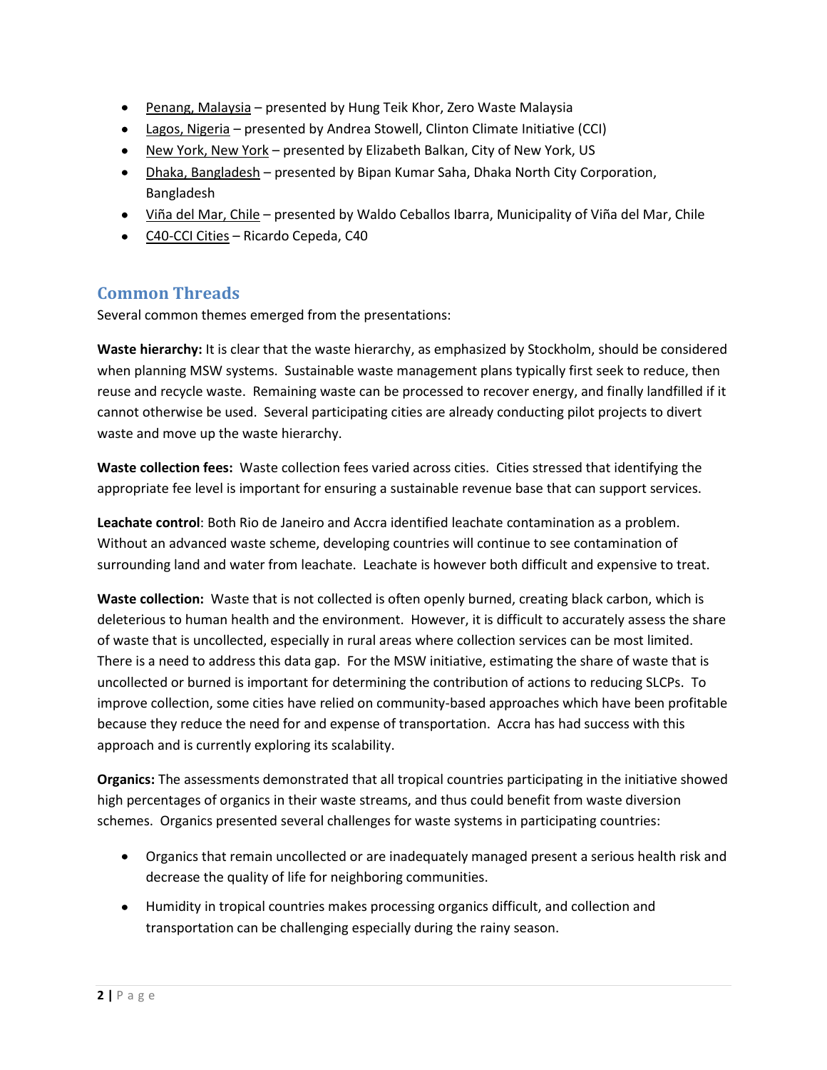- Penang, Malaysia – presented by Hung Teik Khor, Zero Waste Malaysia
- Lagos, Nigeria – presented by Andrea Stowell, Clinton Climate Initiative (CCI)
- New York, New York – presented by Elizabeth Balkan, City of New York, US
- Dhaka, Bangladesh – presented by Bipan Kumar Saha, Dhaka North City Corporation, Bangladesh
- Viña del Mar, Chile – presented by Waldo Ceballos Ibarra, Municipality of Viña del Mar, Chile
- C40-CCI Cities – Ricardo Cepeda, C40

## Common Threads

Several common themes emerged from the presentations:

**Waste hierarchy:** It is clear that the waste hierarchy, as emphasized by Stockholm, should be considered when planning MSW systems. Sustainable waste management plans typically first seek to reduce, then reuse and recycle waste. Remaining waste can be processed to recover energy, and finally landfilled if it cannot otherwise be used. Several participating cities are already conducting pilot projects to divert waste and move up the waste hierarchy.

**Waste collection fees:** Waste collection fees varied across cities. Cities stressed that identifying the appropriate fee level is important for ensuring a sustainable revenue base that can support services.

**Leachate control**: Both Rio de Janeiro and Accra identified leachate contamination as a problem. Without an advanced waste scheme, developing countries will continue to see contamination of surrounding land and water from leachate. Leachate is however both difficult and expensive to treat.

**Waste collection:** Waste that is not collected is often openly burned, creating black carbon, which is deleterious to human health and the environment. However, it is difficult to accurately assess the share of waste that is uncollected, especially in rural areas where collection services can be most limited. There is a need to address this data gap. For the MSW initiative, estimating the share of waste that is uncollected or burned is important for determining the contribution of actions to reducing SLCPs. To improve collection, some cities have relied on community-based approaches which have been profitable because they reduce the need for and expense of transportation. Accra has had success with this approach and is currently exploring its scalability.

**Organics:** The assessments demonstrated that all tropical countries participating in the initiative showed high percentages of organics in their waste streams, and thus could benefit from waste diversion schemes. Organics presented several challenges for waste systems in participating countries:

- Organics that remain uncollected or are inadequately managed present a serious health risk and decrease the quality of life for neighboring communities.
- Humidity in tropical countries makes processing organics difficult, and collection and transportation can be challenging especially during the rainy season.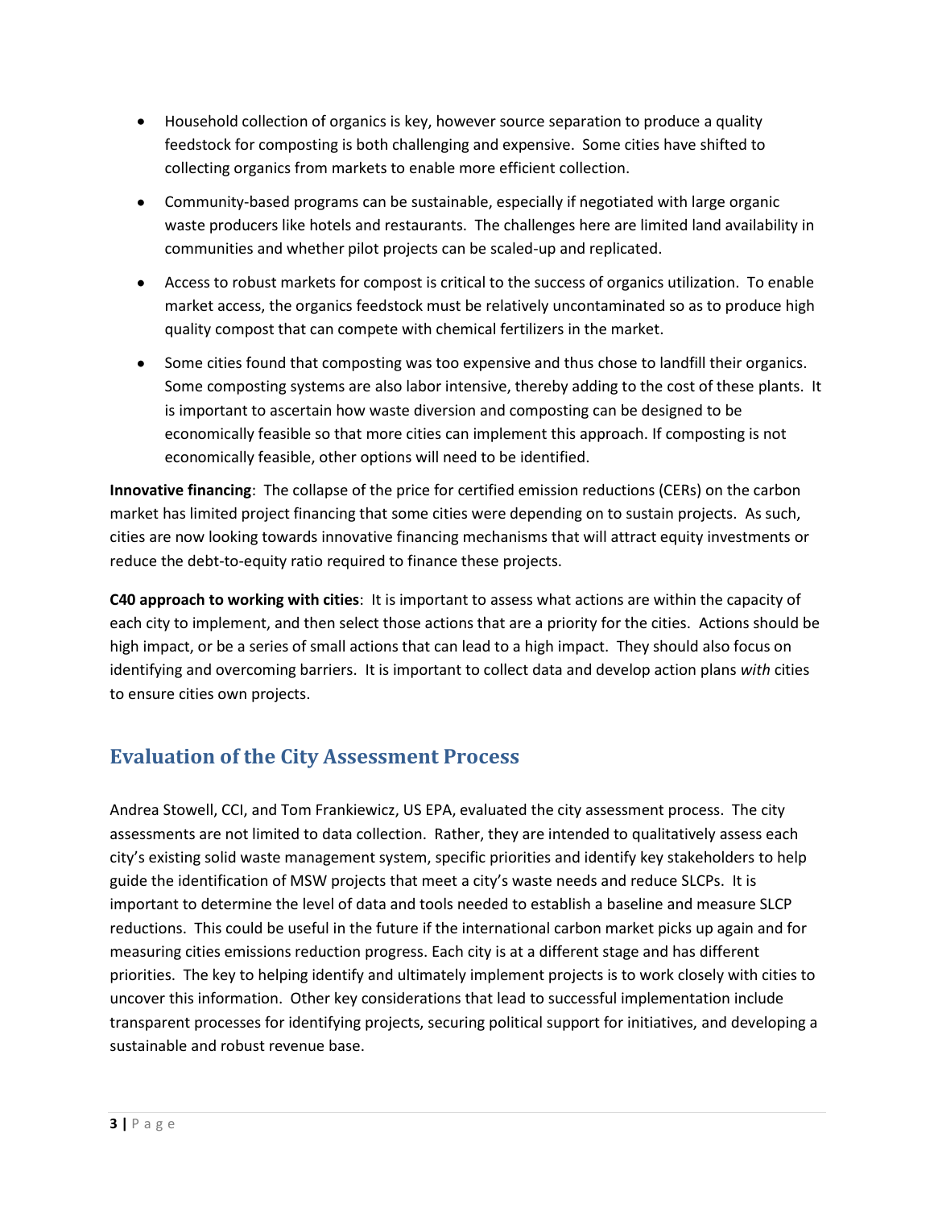- Household collection of organics is key, however source separation to produce a quality feedstock for composting is both challenging and expensive. Some cities have shifted to collecting organics from markets to enable more efficient collection.
- Community-based programs can be sustainable, especially if negotiated with large organic waste producers like hotels and restaurants. The challenges here are limited land availability in communities and whether pilot projects can be scaled-up and replicated.
- Access to robust markets for compost is critical to the success of organics utilization. To enable market access, the organics feedstock must be relatively uncontaminated so as to produce high quality compost that can compete with chemical fertilizers in the market.
- Some cities found that composting was too expensive and thus chose to landfill their organics. Some composting systems are also labor intensive, thereby adding to the cost of these plants. It is important to ascertain how waste diversion and composting can be designed to be economically feasible so that more cities can implement this approach. If composting is not economically feasible, other options will need to be identified.

**Innovative financing**: The collapse of the price for certified emission reductions (CERs) on the carbon market has limited project financing that some cities were depending on to sustain projects. As such, cities are now looking towards innovative financing mechanisms that will attract equity investments or reduce the debt-to-equity ratio required to finance these projects.

**C40 approach to working with cities**: It is important to assess what actions are within the capacity of each city to implement, and then select those actions that are a priority for the cities. Actions should be high impact, or be a series of small actions that can lead to a high impact. They should also focus on identifying and overcoming barriers. It is important to collect data and develop action plans *with* cities to ensure cities own projects.

## Evaluation of the City Assessment Process

Andrea Stowell, CCI, and Tom Frankiewicz, US EPA, evaluated the city assessment process. The city assessments are not limited to data collection. Rather, they are intended to qualitatively assess each city's existing solid waste management system, specific priorities and identify key stakeholders to help guide the identification of MSW projects that meet a city's waste needs and reduce SLCPs. It is important to determine the level of data and tools needed to establish a baseline and measure SLCP reductions. This could be useful in the future if the international carbon market picks up again and for measuring cities emissions reduction progress. Each city is at a different stage and has different priorities. The key to helping identify and ultimately implement projects is to work closely with cities to uncover this information. Other key considerations that lead to successful implementation include transparent processes for identifying projects, securing political support for initiatives, and developing a sustainable and robust revenue base.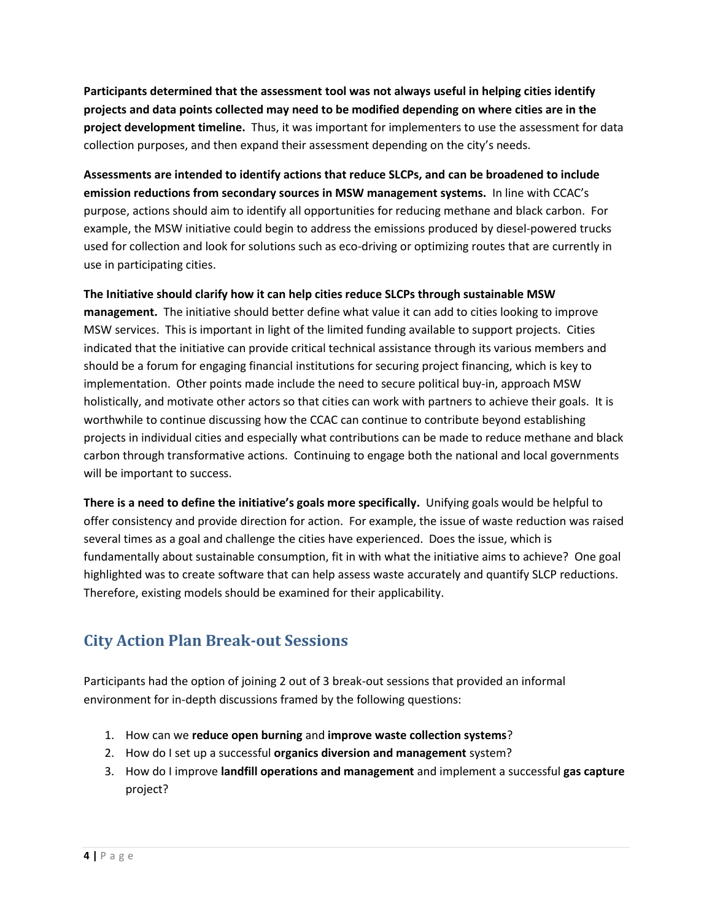**Participants determined that the assessment tool was not always useful in helping cities identify projects and data points collected may need to be modified depending on where cities are in the project development timeline.** Thus, it was important for implementers to use the assessment for data collection purposes, and then expand their assessment depending on the city's needs.

**Assessments are intended to identify actions that reduce SLCPs, and can be broadened to include emission reductions from secondary sources in MSW management systems.** In line with CCAC's purpose, actions should aim to identify all opportunities for reducing methane and black carbon. For example, the MSW initiative could begin to address the emissions produced by diesel-powered trucks used for collection and look for solutions such as eco-driving or optimizing routes that are currently in use in participating cities.

**The Initiative should clarify how it can help cities reduce SLCPs through sustainable MSW management.** The initiative should better define what value it can add to cities looking to improve MSW services. This is important in light of the limited funding available to support projects. Cities indicated that the initiative can provide critical technical assistance through its various members and should be a forum for engaging financial institutions for securing project financing, which is key to implementation. Other points made include the need to secure political buy-in, approach MSW holistically, and motivate other actors so that cities can work with partners to achieve their goals. It is worthwhile to continue discussing how the CCAC can continue to contribute beyond establishing projects in individual cities and especially what contributions can be made to reduce methane and black carbon through transformative actions. Continuing to engage both the national and local governments will be important to success.

**There is a need to define the initiative's goals more specifically.** Unifying goals would be helpful to offer consistency and provide direction for action. For example, the issue of waste reduction was raised several times as a goal and challenge the cities have experienced. Does the issue, which is fundamentally about sustainable consumption, fit in with what the initiative aims to achieve? One goal highlighted was to create software that can help assess waste accurately and quantify SLCP reductions. Therefore, existing models should be examined for their applicability.

## City Action Plan Break-out Sessions

Participants had the option of joining 2 out of 3 break-out sessions that provided an informal environment for in-depth discussions framed by the following questions:

1. How can we **reduce open burning** and **improve waste collection systems**?
2. How do I set up a successful **organics diversion and management** system?
3. How do I improve **landfill operations and management** and implement a successful **gas capture** project?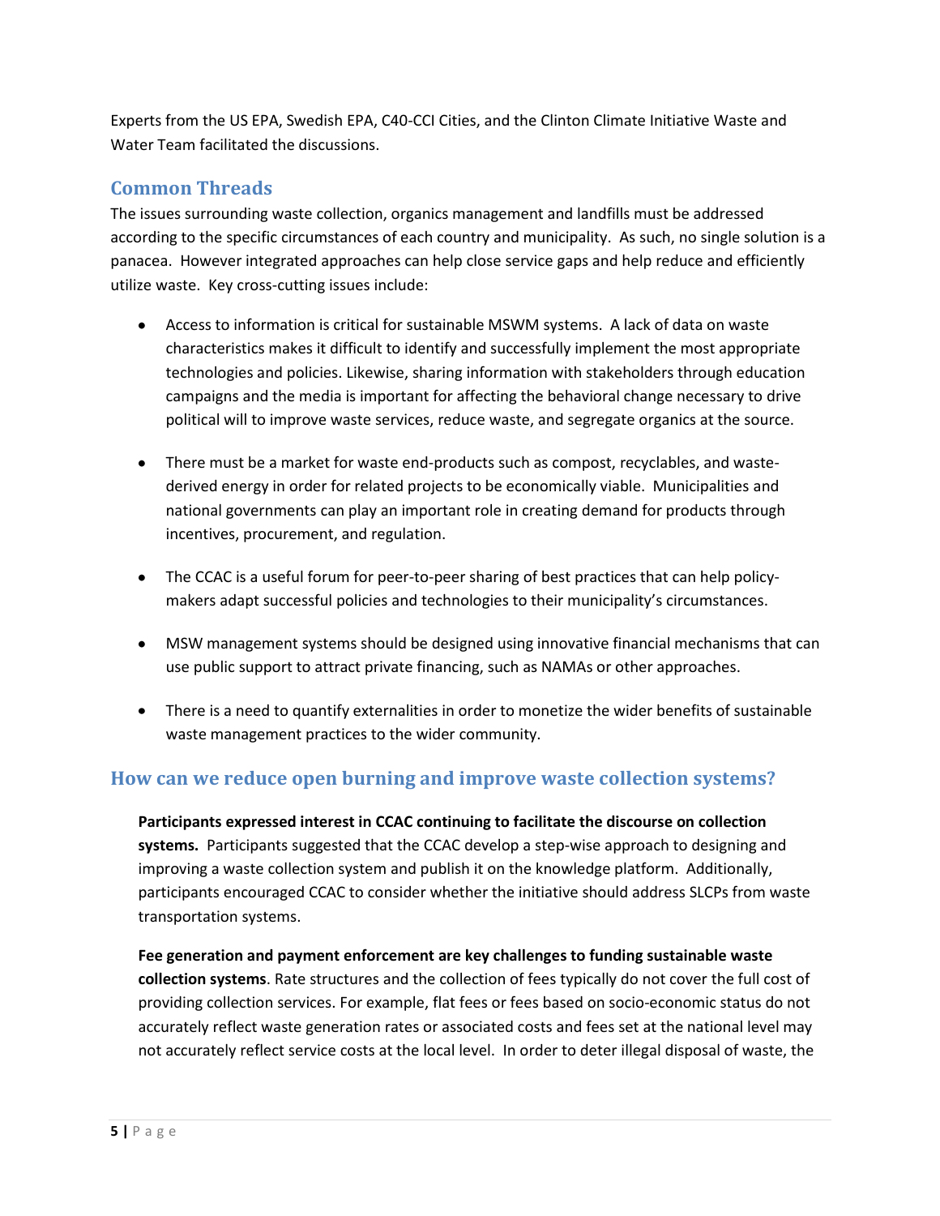Experts from the US EPA, Swedish EPA, C40-CCI Cities, and the Clinton Climate Initiative Waste and Water Team facilitated the discussions.

## Common Threads

The issues surrounding waste collection, organics management and landfills must be addressed according to the specific circumstances of each country and municipality. As such, no single solution is a panacea. However integrated approaches can help close service gaps and help reduce and efficiently utilize waste. Key cross-cutting issues include:

- Access to information is critical for sustainable MSWM systems. A lack of data on waste characteristics makes it difficult to identify and successfully implement the most appropriate technologies and policies. Likewise, sharing information with stakeholders through education campaigns and the media is important for affecting the behavioral change necessary to drive political will to improve waste services, reduce waste, and segregate organics at the source.

- There must be a market for waste end-products such as compost, recyclables, and waste-derived energy in order for related projects to be economically viable. Municipalities and national governments can play an important role in creating demand for products through incentives, procurement, and regulation.

- The CCAC is a useful forum for peer-to-peer sharing of best practices that can help policy-makers adapt successful policies and technologies to their municipality's circumstances.

- MSW management systems should be designed using innovative financial mechanisms that can use public support to attract private financing, such as NAMAs or other approaches.

- There is a need to quantify externalities in order to monetize the wider benefits of sustainable waste management practices to the wider community.

## How can we reduce open burning and improve waste collection systems?

**Participants expressed interest in CCAC continuing to facilitate the discourse on collection systems.** Participants suggested that the CCAC develop a step-wise approach to designing and improving a waste collection system and publish it on the knowledge platform. Additionally, participants encouraged CCAC to consider whether the initiative should address SLCPs from waste transportation systems.

**Fee generation and payment enforcement are key challenges to funding sustainable waste collection systems**. Rate structures and the collection of fees typically do not cover the full cost of providing collection services. For example, flat fees or fees based on socio-economic status do not accurately reflect waste generation rates or associated costs and fees set at the national level may not accurately reflect service costs at the local level. In order to deter illegal disposal of waste, the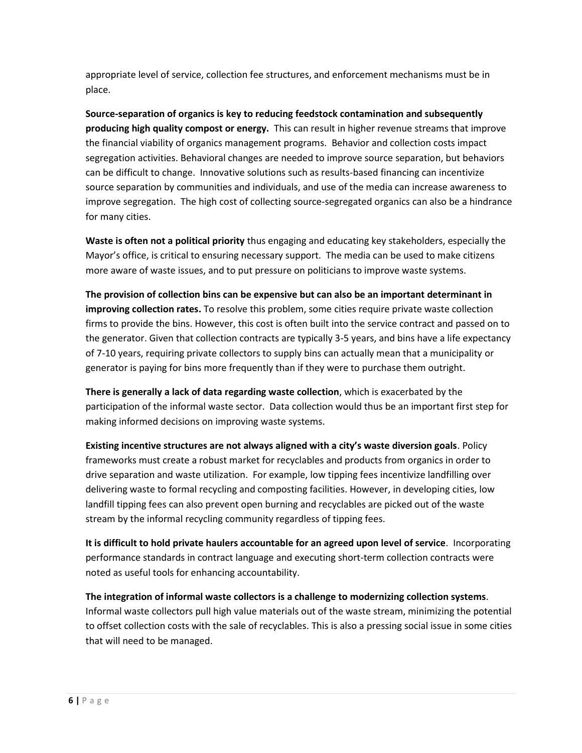appropriate level of service, collection fee structures, and enforcement mechanisms must be in place.

**Source-separation of organics is key to reducing feedstock contamination and subsequently producing high quality compost or energy.** This can result in higher revenue streams that improve the financial viability of organics management programs. Behavior and collection costs impact segregation activities. Behavioral changes are needed to improve source separation, but behaviors can be difficult to change. Innovative solutions such as results-based financing can incentivize source separation by communities and individuals, and use of the media can increase awareness to improve segregation. The high cost of collecting source-segregated organics can also be a hindrance for many cities.

**Waste is often not a political priority** thus engaging and educating key stakeholders, especially the Mayor's office, is critical to ensuring necessary support. The media can be used to make citizens more aware of waste issues, and to put pressure on politicians to improve waste systems.

**The provision of collection bins can be expensive but can also be an important determinant in improving collection rates.** To resolve this problem, some cities require private waste collection firms to provide the bins. However, this cost is often built into the service contract and passed on to the generator. Given that collection contracts are typically 3-5 years, and bins have a life expectancy of 7-10 years, requiring private collectors to supply bins can actually mean that a municipality or generator is paying for bins more frequently than if they were to purchase them outright.

**There is generally a lack of data regarding waste collection**, which is exacerbated by the participation of the informal waste sector. Data collection would thus be an important first step for making informed decisions on improving waste systems.

**Existing incentive structures are not always aligned with a city's waste diversion goals**. Policy frameworks must create a robust market for recyclables and products from organics in order to drive separation and waste utilization. For example, low tipping fees incentivize landfilling over delivering waste to formal recycling and composting facilities. However, in developing cities, low landfill tipping fees can also prevent open burning and recyclables are picked out of the waste stream by the informal recycling community regardless of tipping fees.

**It is difficult to hold private haulers accountable for an agreed upon level of service**. Incorporating performance standards in contract language and executing short-term collection contracts were noted as useful tools for enhancing accountability.

**The integration of informal waste collectors is a challenge to modernizing collection systems**. Informal waste collectors pull high value materials out of the waste stream, minimizing the potential to offset collection costs with the sale of recyclables. This is also a pressing social issue in some cities that will need to be managed.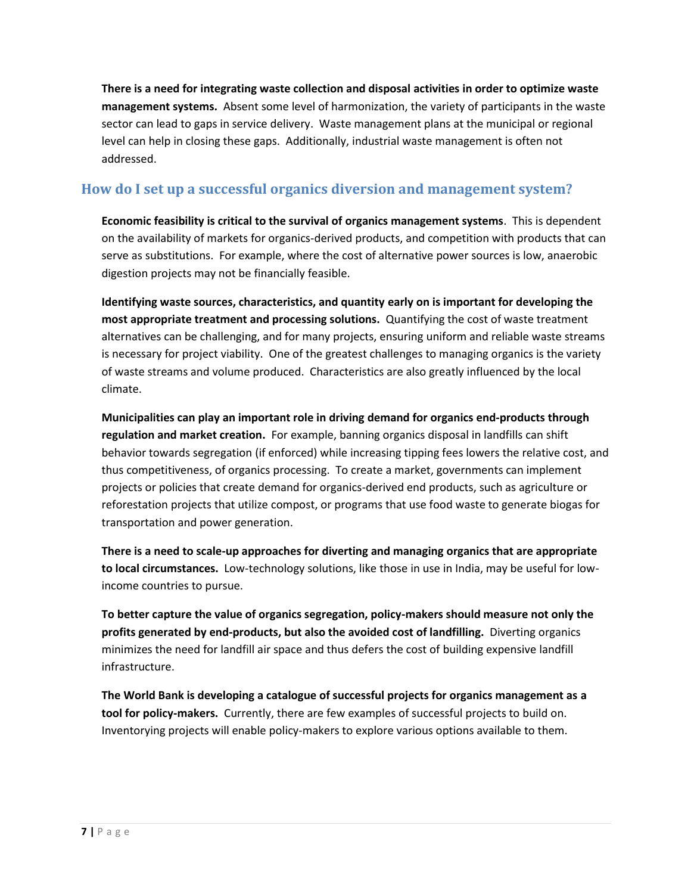**There is a need for integrating waste collection and disposal activities in order to optimize waste management systems.** Absent some level of harmonization, the variety of participants in the waste sector can lead to gaps in service delivery. Waste management plans at the municipal or regional level can help in closing these gaps. Additionally, industrial waste management is often not addressed.

## How do I set up a successful organics diversion and management system?

**Economic feasibility is critical to the survival of organics management systems**. This is dependent on the availability of markets for organics-derived products, and competition with products that can serve as substitutions. For example, where the cost of alternative power sources is low, anaerobic digestion projects may not be financially feasible.

**Identifying waste sources, characteristics, and quantity early on is important for developing the most appropriate treatment and processing solutions.** Quantifying the cost of waste treatment alternatives can be challenging, and for many projects, ensuring uniform and reliable waste streams is necessary for project viability. One of the greatest challenges to managing organics is the variety of waste streams and volume produced. Characteristics are also greatly influenced by the local climate.

**Municipalities can play an important role in driving demand for organics end-products through regulation and market creation.** For example, banning organics disposal in landfills can shift behavior towards segregation (if enforced) while increasing tipping fees lowers the relative cost, and thus competitiveness, of organics processing. To create a market, governments can implement projects or policies that create demand for organics-derived end products, such as agriculture or reforestation projects that utilize compost, or programs that use food waste to generate biogas for transportation and power generation.

**There is a need to scale-up approaches for diverting and managing organics that are appropriate to local circumstances.** Low-technology solutions, like those in use in India, may be useful for low-income countries to pursue.

**To better capture the value of organics segregation, policy-makers should measure not only the profits generated by end-products, but also the avoided cost of landfilling.** Diverting organics minimizes the need for landfill air space and thus defers the cost of building expensive landfill infrastructure.

**The World Bank is developing a catalogue of successful projects for organics management as a tool for policy-makers.** Currently, there are few examples of successful projects to build on. Inventorying projects will enable policy-makers to explore various options available to them.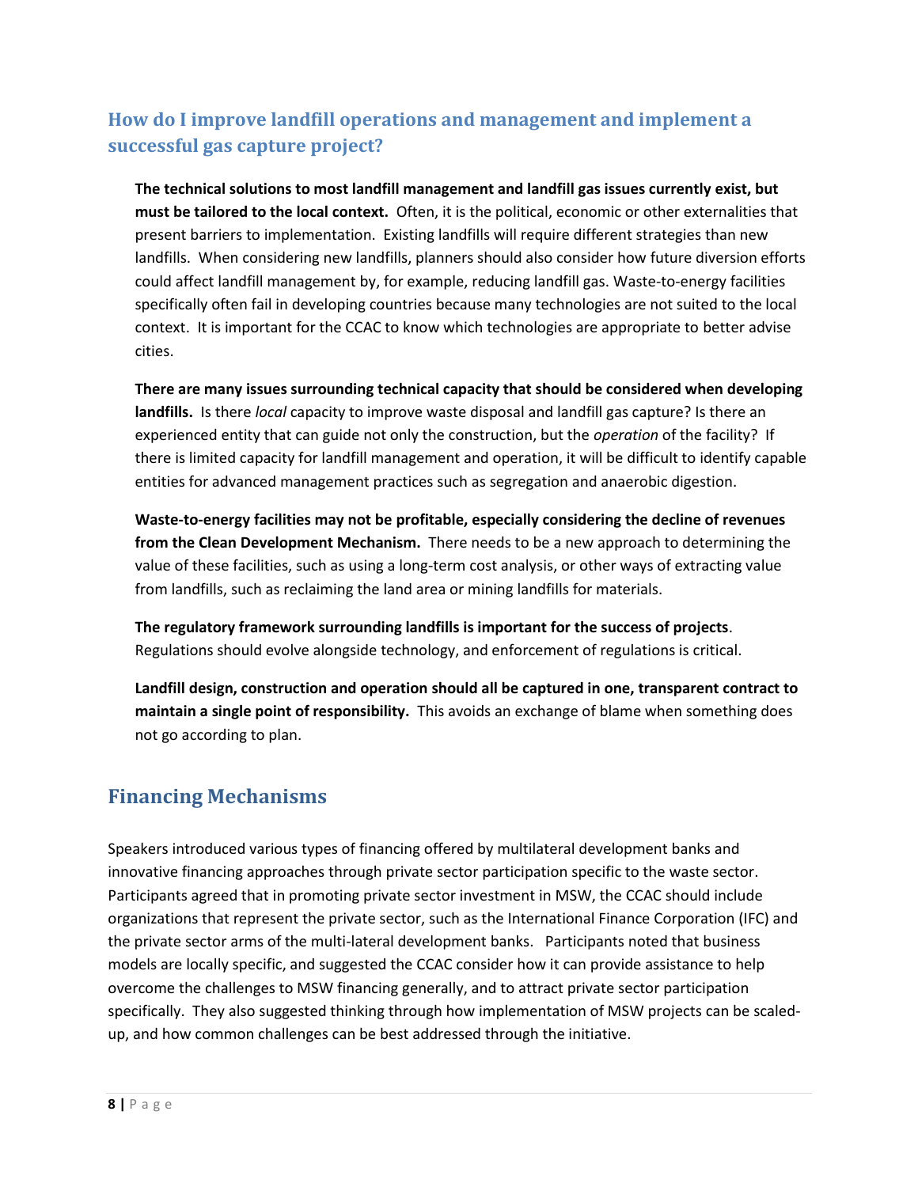## How do I improve landfill operations and management and implement a successful gas capture project?

**The technical solutions to most landfill management and landfill gas issues currently exist, but must be tailored to the local context.** Often, it is the political, economic or other externalities that present barriers to implementation. Existing landfills will require different strategies than new landfills. When considering new landfills, planners should also consider how future diversion efforts could affect landfill management by, for example, reducing landfill gas. Waste-to-energy facilities specifically often fail in developing countries because many technologies are not suited to the local context. It is important for the CCAC to know which technologies are appropriate to better advise cities.

**There are many issues surrounding technical capacity that should be considered when developing landfills.** Is there *local* capacity to improve waste disposal and landfill gas capture? Is there an experienced entity that can guide not only the construction, but the *operation* of the facility? If there is limited capacity for landfill management and operation, it will be difficult to identify capable entities for advanced management practices such as segregation and anaerobic digestion.

**Waste-to-energy facilities may not be profitable, especially considering the decline of revenues from the Clean Development Mechanism.** There needs to be a new approach to determining the value of these facilities, such as using a long-term cost analysis, or other ways of extracting value from landfills, such as reclaiming the land area or mining landfills for materials.

**The regulatory framework surrounding landfills is important for the success of projects**. Regulations should evolve alongside technology, and enforcement of regulations is critical.

**Landfill design, construction and operation should all be captured in one, transparent contract to maintain a single point of responsibility.** This avoids an exchange of blame when something does not go according to plan.

## Financing Mechanisms

Speakers introduced various types of financing offered by multilateral development banks and innovative financing approaches through private sector participation specific to the waste sector. Participants agreed that in promoting private sector investment in MSW, the CCAC should include organizations that represent the private sector, such as the International Finance Corporation (IFC) and the private sector arms of the multi-lateral development banks. Participants noted that business models are locally specific, and suggested the CCAC consider how it can provide assistance to help overcome the challenges to MSW financing generally, and to attract private sector participation specifically. They also suggested thinking through how implementation of MSW projects can be scaled-up, and how common challenges can be best addressed through the initiative.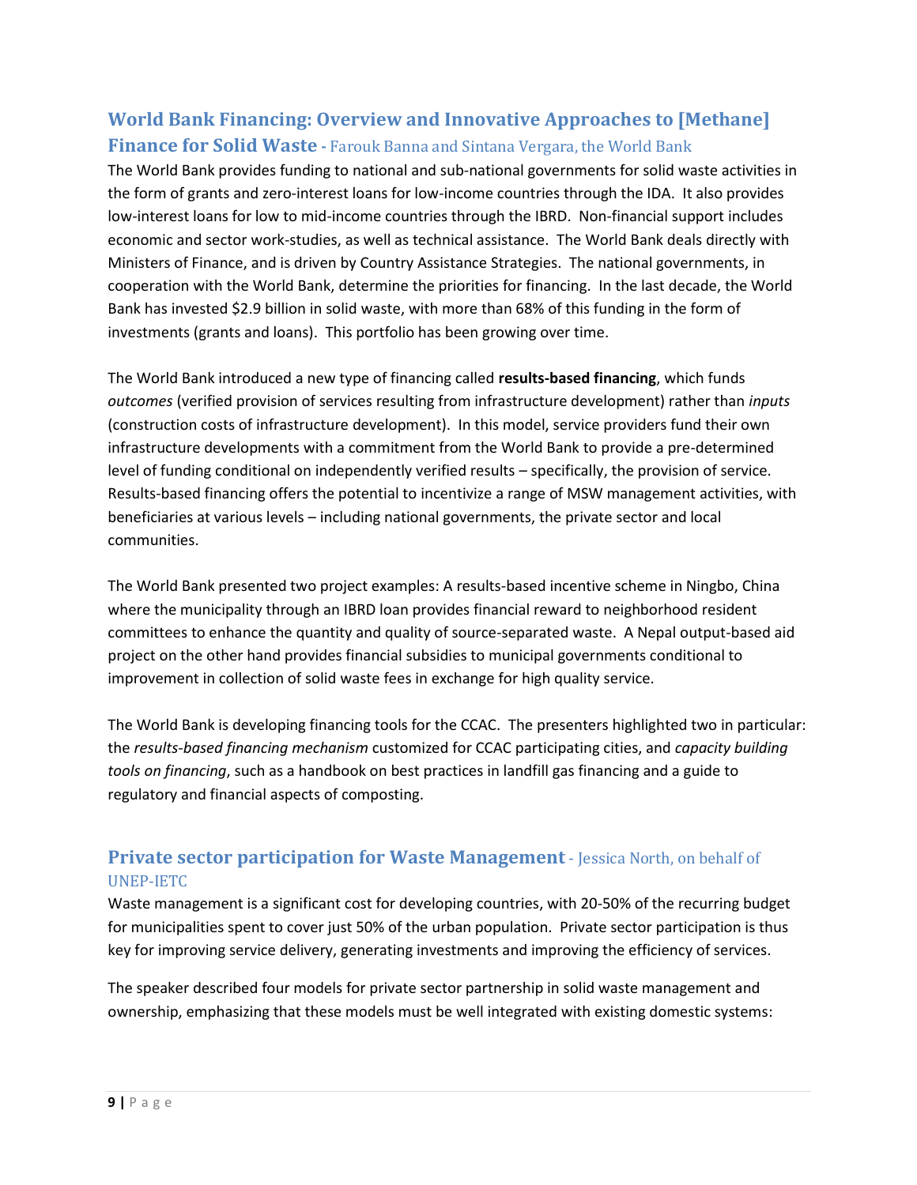## World Bank Financing: Overview and Innovative Approaches to [Methane] Finance for Solid Waste - Farouk Banna and Sintana Vergara, the World Bank

The World Bank provides funding to national and sub-national governments for solid waste activities in the form of grants and zero-interest loans for low-income countries through the IDA. It also provides low-interest loans for low to mid-income countries through the IBRD. Non-financial support includes economic and sector work-studies, as well as technical assistance. The World Bank deals directly with Ministers of Finance, and is driven by Country Assistance Strategies. The national governments, in cooperation with the World Bank, determine the priorities for financing. In the last decade, the World Bank has invested $2.9 billion in solid waste, with more than 68% of this funding in the form of investments (grants and loans). This portfolio has been growing over time.

The World Bank introduced a new type of financing called **results-based financing**, which funds *outcomes* (verified provision of services resulting from infrastructure development) rather than *inputs* (construction costs of infrastructure development). In this model, service providers fund their own infrastructure developments with a commitment from the World Bank to provide a pre-determined level of funding conditional on independently verified results – specifically, the provision of service. Results-based financing offers the potential to incentivize a range of MSW management activities, with beneficiaries at various levels – including national governments, the private sector and local communities.

The World Bank presented two project examples: A results-based incentive scheme in Ningbo, China where the municipality through an IBRD loan provides financial reward to neighborhood resident committees to enhance the quantity and quality of source-separated waste. A Nepal output-based aid project on the other hand provides financial subsidies to municipal governments conditional to improvement in collection of solid waste fees in exchange for high quality service.

The World Bank is developing financing tools for the CCAC. The presenters highlighted two in particular: the *results-based financing mechanism* customized for CCAC participating cities, and *capacity building tools on financing*, such as a handbook on best practices in landfill gas financing and a guide to regulatory and financial aspects of composting.

## Private sector participation for Waste Management - Jessica North, on behalf of UNEP-IETC

Waste management is a significant cost for developing countries, with 20-50% of the recurring budget for municipalities spent to cover just 50% of the urban population. Private sector participation is thus key for improving service delivery, generating investments and improving the efficiency of services.

The speaker described four models for private sector partnership in solid waste management and ownership, emphasizing that these models must be well integrated with existing domestic systems: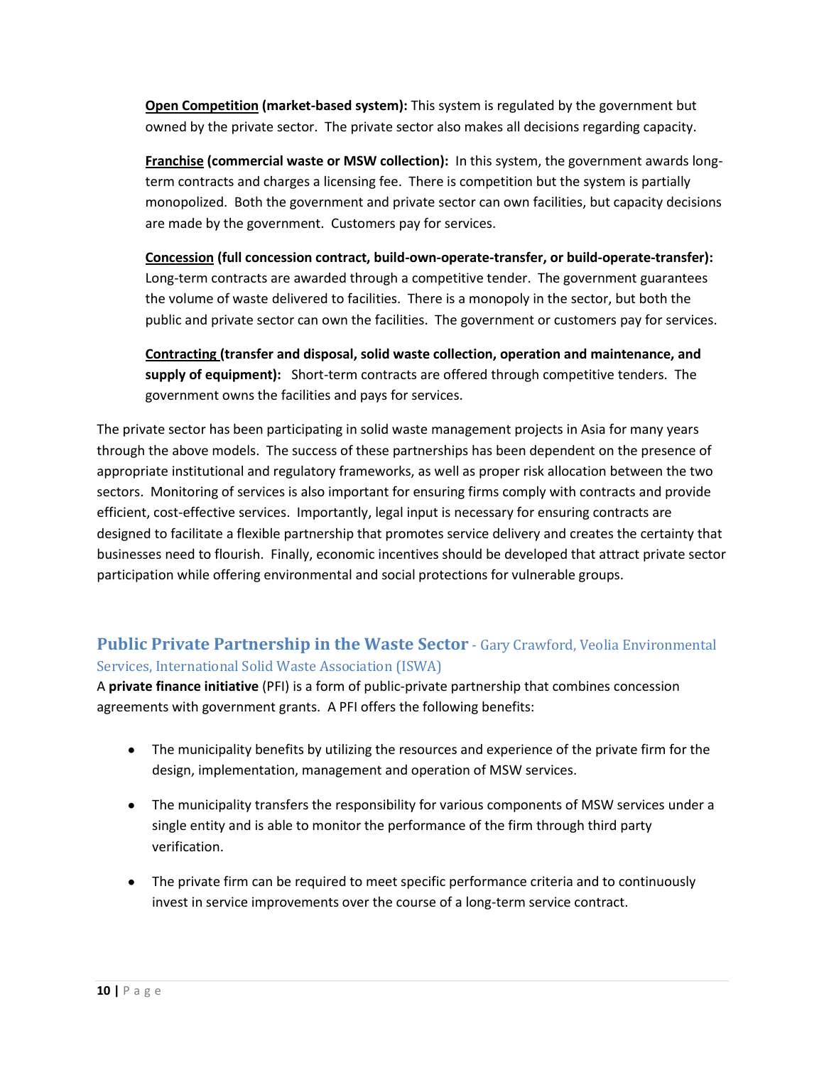**Open Competition (market-based system):** This system is regulated by the government but owned by the private sector. The private sector also makes all decisions regarding capacity.

**Franchise (commercial waste or MSW collection):** In this system, the government awards long-term contracts and charges a licensing fee. There is competition but the system is partially monopolized. Both the government and private sector can own facilities, but capacity decisions are made by the government. Customers pay for services.

**Concession (full concession contract, build-own-operate-transfer, or build-operate-transfer):** Long-term contracts are awarded through a competitive tender. The government guarantees the volume of waste delivered to facilities. There is a monopoly in the sector, but both the public and private sector can own the facilities. The government or customers pay for services.

**Contracting (transfer and disposal, solid waste collection, operation and maintenance, and supply of equipment):** Short-term contracts are offered through competitive tenders. The government owns the facilities and pays for services.

The private sector has been participating in solid waste management projects in Asia for many years through the above models. The success of these partnerships has been dependent on the presence of appropriate institutional and regulatory frameworks, as well as proper risk allocation between the two sectors. Monitoring of services is also important for ensuring firms comply with contracts and provide efficient, cost-effective services. Importantly, legal input is necessary for ensuring contracts are designed to facilitate a flexible partnership that promotes service delivery and creates the certainty that businesses need to flourish. Finally, economic incentives should be developed that attract private sector participation while offering environmental and social protections for vulnerable groups.

## Public Private Partnership in the Waste Sector - Gary Crawford, Veolia Environmental Services, International Solid Waste Association (ISWA)

A **private finance initiative** (PFI) is a form of public-private partnership that combines concession agreements with government grants. A PFI offers the following benefits:

- The municipality benefits by utilizing the resources and experience of the private firm for the design, implementation, management and operation of MSW services.
- The municipality transfers the responsibility for various components of MSW services under a single entity and is able to monitor the performance of the firm through third party verification.
- The private firm can be required to meet specific performance criteria and to continuously invest in service improvements over the course of a long-term service contract.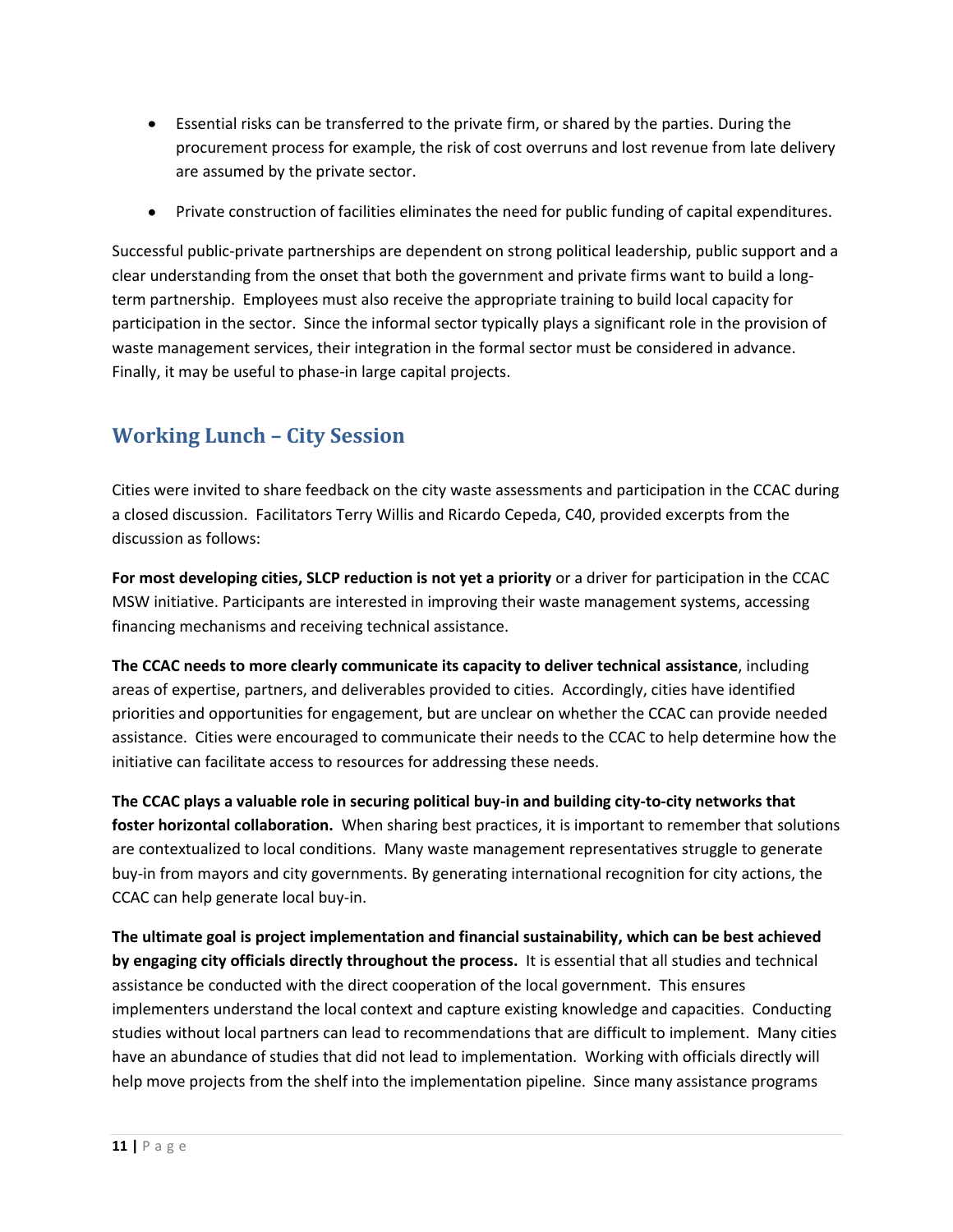- Essential risks can be transferred to the private firm, or shared by the parties. During the procurement process for example, the risk of cost overruns and lost revenue from late delivery are assumed by the private sector.
- Private construction of facilities eliminates the need for public funding of capital expenditures.

Successful public-private partnerships are dependent on strong political leadership, public support and a clear understanding from the onset that both the government and private firms want to build a long-term partnership. Employees must also receive the appropriate training to build local capacity for participation in the sector. Since the informal sector typically plays a significant role in the provision of waste management services, their integration in the formal sector must be considered in advance. Finally, it may be useful to phase-in large capital projects.

## Working Lunch – City Session

Cities were invited to share feedback on the city waste assessments and participation in the CCAC during a closed discussion. Facilitators Terry Willis and Ricardo Cepeda, C40, provided excerpts from the discussion as follows:

**For most developing cities, SLCP reduction is not yet a priority** or a driver for participation in the CCAC MSW initiative. Participants are interested in improving their waste management systems, accessing financing mechanisms and receiving technical assistance.

**The CCAC needs to more clearly communicate its capacity to deliver technical assistance**, including areas of expertise, partners, and deliverables provided to cities. Accordingly, cities have identified priorities and opportunities for engagement, but are unclear on whether the CCAC can provide needed assistance. Cities were encouraged to communicate their needs to the CCAC to help determine how the initiative can facilitate access to resources for addressing these needs.

**The CCAC plays a valuable role in securing political buy-in and building city-to-city networks that foster horizontal collaboration.** When sharing best practices, it is important to remember that solutions are contextualized to local conditions. Many waste management representatives struggle to generate buy-in from mayors and city governments. By generating international recognition for city actions, the CCAC can help generate local buy-in.

**The ultimate goal is project implementation and financial sustainability, which can be best achieved by engaging city officials directly throughout the process.** It is essential that all studies and technical assistance be conducted with the direct cooperation of the local government. This ensures implementers understand the local context and capture existing knowledge and capacities. Conducting studies without local partners can lead to recommendations that are difficult to implement. Many cities have an abundance of studies that did not lead to implementation. Working with officials directly will help move projects from the shelf into the implementation pipeline. Since many assistance programs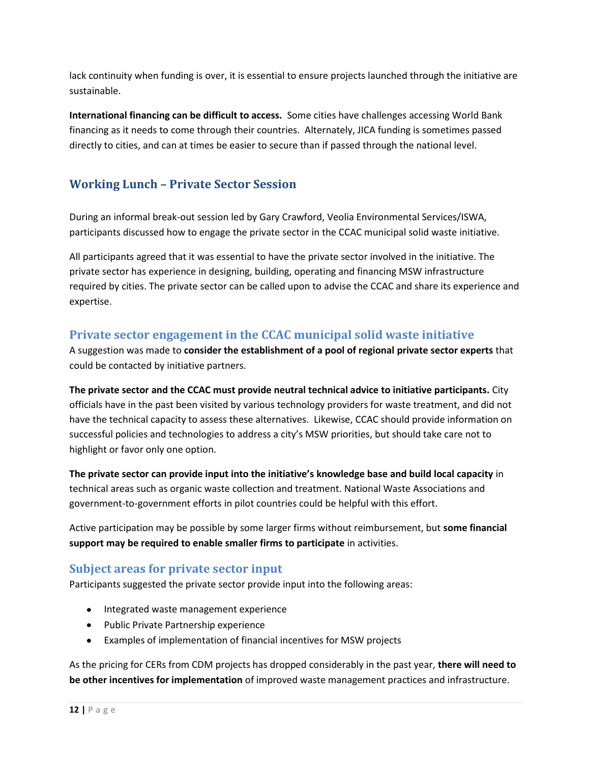lack continuity when funding is over, it is essential to ensure projects launched through the initiative are sustainable.

**International financing can be difficult to access.** Some cities have challenges accessing World Bank financing as it needs to come through their countries. Alternately, JICA funding is sometimes passed directly to cities, and can at times be easier to secure than if passed through the national level.

## Working Lunch – Private Sector Session

During an informal break-out session led by Gary Crawford, Veolia Environmental Services/ISWA, participants discussed how to engage the private sector in the CCAC municipal solid waste initiative.

All participants agreed that it was essential to have the private sector involved in the initiative. The private sector has experience in designing, building, operating and financing MSW infrastructure required by cities. The private sector can be called upon to advise the CCAC and share its experience and expertise.

### Private sector engagement in the CCAC municipal solid waste initiative

A suggestion was made to **consider the establishment of a pool of regional private sector experts** that could be contacted by initiative partners.

**The private sector and the CCAC must provide neutral technical advice to initiative participants.** City officials have in the past been visited by various technology providers for waste treatment, and did not have the technical capacity to assess these alternatives. Likewise, CCAC should provide information on successful policies and technologies to address a city's MSW priorities, but should take care not to highlight or favor only one option.

**The private sector can provide input into the initiative's knowledge base and build local capacity** in technical areas such as organic waste collection and treatment. National Waste Associations and government-to-government efforts in pilot countries could be helpful with this effort.

Active participation may be possible by some larger firms without reimbursement, but **some financial support may be required to enable smaller firms to participate** in activities.

### Subject areas for private sector input

Participants suggested the private sector provide input into the following areas:

- Integrated waste management experience
- Public Private Partnership experience
- Examples of implementation of financial incentives for MSW projects

As the pricing for CERs from CDM projects has dropped considerably in the past year, **there will need to be other incentives for implementation** of improved waste management practices and infrastructure.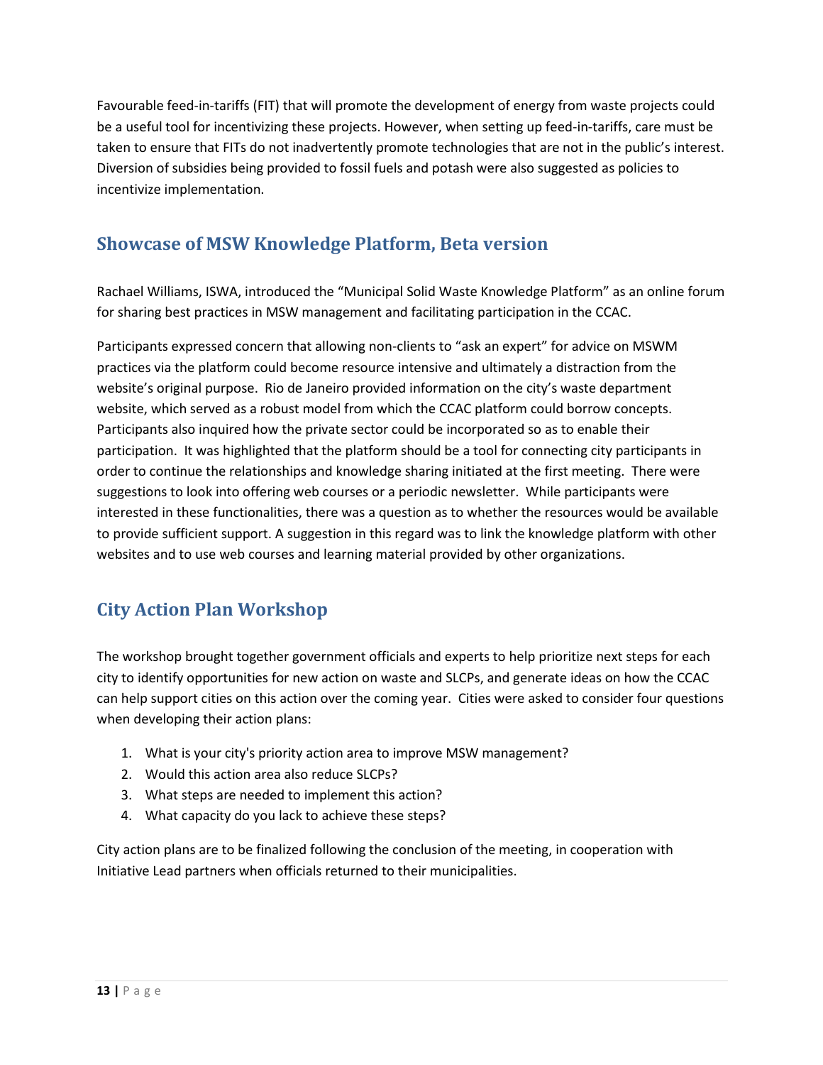Favourable feed-in-tariffs (FIT) that will promote the development of energy from waste projects could be a useful tool for incentivizing these projects. However, when setting up feed-in-tariffs, care must be taken to ensure that FITs do not inadvertently promote technologies that are not in the public's interest. Diversion of subsidies being provided to fossil fuels and potash were also suggested as policies to incentivize implementation.

## Showcase of MSW Knowledge Platform, Beta version

Rachael Williams, ISWA, introduced the "Municipal Solid Waste Knowledge Platform" as an online forum for sharing best practices in MSW management and facilitating participation in the CCAC.

Participants expressed concern that allowing non-clients to "ask an expert" for advice on MSWM practices via the platform could become resource intensive and ultimately a distraction from the website's original purpose. Rio de Janeiro provided information on the city's waste department website, which served as a robust model from which the CCAC platform could borrow concepts. Participants also inquired how the private sector could be incorporated so as to enable their participation. It was highlighted that the platform should be a tool for connecting city participants in order to continue the relationships and knowledge sharing initiated at the first meeting. There were suggestions to look into offering web courses or a periodic newsletter. While participants were interested in these functionalities, there was a question as to whether the resources would be available to provide sufficient support. A suggestion in this regard was to link the knowledge platform with other websites and to use web courses and learning material provided by other organizations.

## City Action Plan Workshop

The workshop brought together government officials and experts to help prioritize next steps for each city to identify opportunities for new action on waste and SLCPs, and generate ideas on how the CCAC can help support cities on this action over the coming year. Cities were asked to consider four questions when developing their action plans:

1. What is your city's priority action area to improve MSW management?
2. Would this action area also reduce SLCPs?
3. What steps are needed to implement this action?
4. What capacity do you lack to achieve these steps?

City action plans are to be finalized following the conclusion of the meeting, in cooperation with Initiative Lead partners when officials returned to their municipalities.